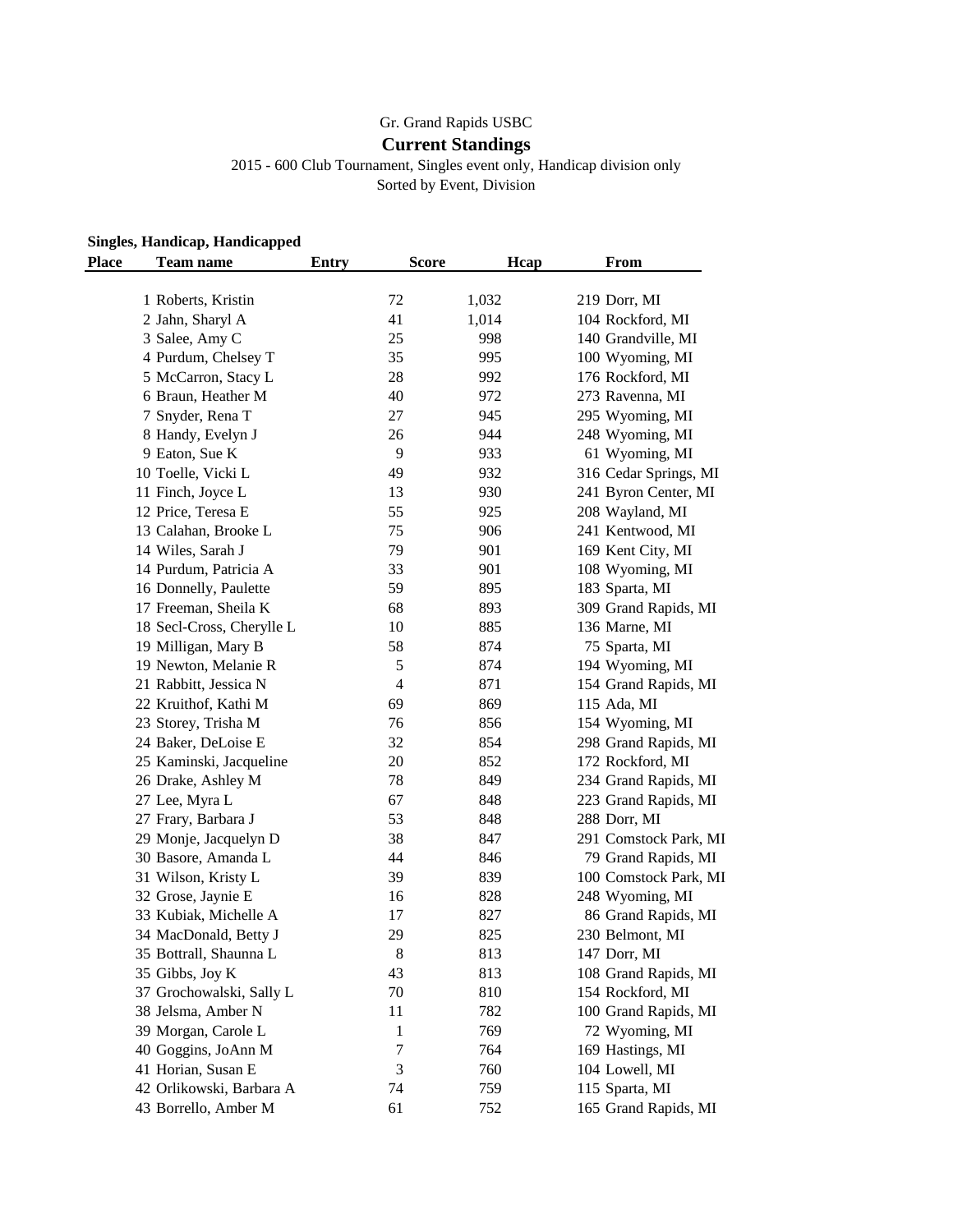Gr. Grand Rapids USBC

## Current Standings

2015 - 600 Club Tournament, Singles event only, Handicap division only

Sorted by Event, Division

**Singles, Handicap, Handicapped**

| Place | Team name | Entry | Score | Hcap | From |
|---|---|---|---|---|---|
| 1 | Roberts, Kristin | 72 | 1,032 | 219 | Dorr, MI |
| 2 | Jahn, Sharyl A | 41 | 1,014 | 104 | Rockford, MI |
| 3 | Salee, Amy C | 25 | 998 | 140 | Grandville, MI |
| 4 | Purdum, Chelsey T | 35 | 995 | 100 | Wyoming, MI |
| 5 | McCarron, Stacy L | 28 | 992 | 176 | Rockford, MI |
| 6 | Braun, Heather M | 40 | 972 | 273 | Ravenna, MI |
| 7 | Snyder, Rena T | 27 | 945 | 295 | Wyoming, MI |
| 8 | Handy, Evelyn J | 26 | 944 | 248 | Wyoming, MI |
| 9 | Eaton, Sue K | 9 | 933 | 61 | Wyoming, MI |
| 10 | Toelle, Vicki L | 49 | 932 | 316 | Cedar Springs, MI |
| 11 | Finch, Joyce L | 13 | 930 | 241 | Byron Center, MI |
| 12 | Price, Teresa E | 55 | 925 | 208 | Wayland, MI |
| 13 | Calahan, Brooke L | 75 | 906 | 241 | Kentwood, MI |
| 14 | Wiles, Sarah J | 79 | 901 | 169 | Kent City, MI |
| 14 | Purdum, Patricia A | 33 | 901 | 108 | Wyoming, MI |
| 16 | Donnelly, Paulette | 59 | 895 | 183 | Sparta, MI |
| 17 | Freeman, Sheila K | 68 | 893 | 309 | Grand Rapids, MI |
| 18 | Secl-Cross, Cherylle L | 10 | 885 | 136 | Marne, MI |
| 19 | Milligan, Mary B | 58 | 874 | 75 | Sparta, MI |
| 19 | Newton, Melanie R | 5 | 874 | 194 | Wyoming, MI |
| 21 | Rabbitt, Jessica N | 4 | 871 | 154 | Grand Rapids, MI |
| 22 | Kruithof, Kathi M | 69 | 869 | 115 | Ada, MI |
| 23 | Storey, Trisha M | 76 | 856 | 154 | Wyoming, MI |
| 24 | Baker, DeLoise E | 32 | 854 | 298 | Grand Rapids, MI |
| 25 | Kaminski, Jacqueline | 20 | 852 | 172 | Rockford, MI |
| 26 | Drake, Ashley M | 78 | 849 | 234 | Grand Rapids, MI |
| 27 | Lee, Myra L | 67 | 848 | 223 | Grand Rapids, MI |
| 27 | Frary, Barbara J | 53 | 848 | 288 | Dorr, MI |
| 29 | Monje, Jacquelyn D | 38 | 847 | 291 | Comstock Park, MI |
| 30 | Basore, Amanda L | 44 | 846 | 79 | Grand Rapids, MI |
| 31 | Wilson, Kristy L | 39 | 839 | 100 | Comstock Park, MI |
| 32 | Grose, Jaynie E | 16 | 828 | 248 | Wyoming, MI |
| 33 | Kubiak, Michelle A | 17 | 827 | 86 | Grand Rapids, MI |
| 34 | MacDonald, Betty J | 29 | 825 | 230 | Belmont, MI |
| 35 | Bottrall, Shaunna L | 8 | 813 | 147 | Dorr, MI |
| 35 | Gibbs, Joy K | 43 | 813 | 108 | Grand Rapids, MI |
| 37 | Grochowalski, Sally L | 70 | 810 | 154 | Rockford, MI |
| 38 | Jelsma, Amber N | 11 | 782 | 100 | Grand Rapids, MI |
| 39 | Morgan, Carole L | 1 | 769 | 72 | Wyoming, MI |
| 40 | Goggins, JoAnn M | 7 | 764 | 169 | Hastings, MI |
| 41 | Horian, Susan E | 3 | 760 | 104 | Lowell, MI |
| 42 | Orlikowski, Barbara A | 74 | 759 | 115 | Sparta, MI |
| 43 | Borrello, Amber M | 61 | 752 | 165 | Grand Rapids, MI |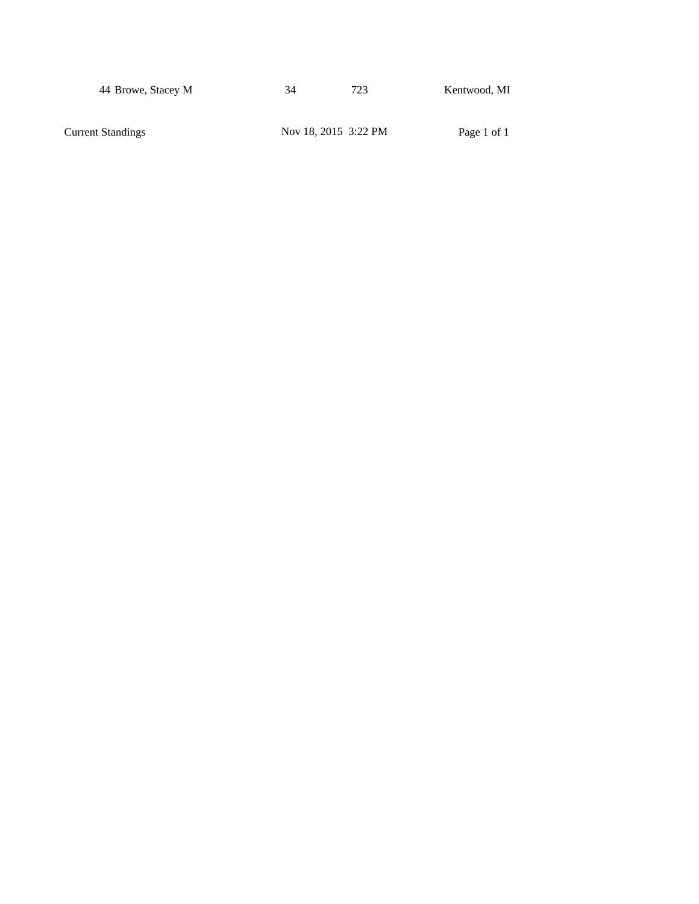| | | | | |
|---|---|---|---|---|
| 44 | Browe, Stacey M | 34 | 723 | Kentwood, MI |